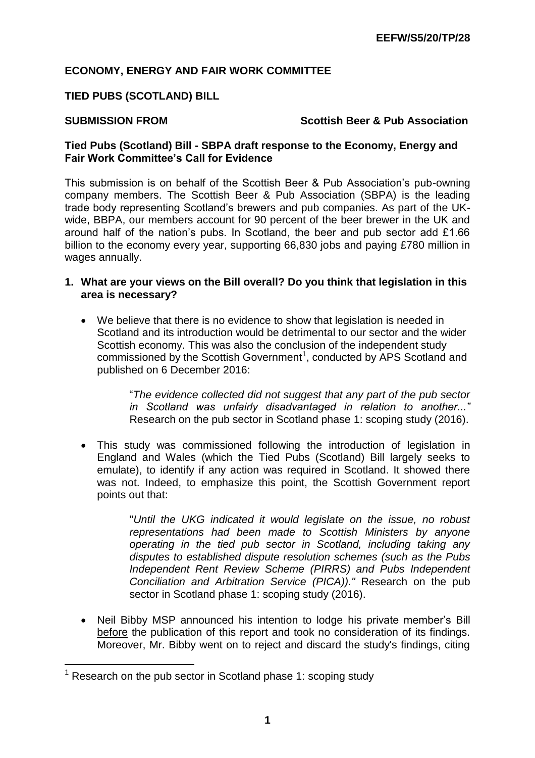**EEFW/S5/20/TP/28**

**ECONOMY, ENERGY AND FAIR WORK COMMITTEE**

**TIED PUBS (SCOTLAND) BILL**

**SUBMISSION FROM** **Scottish Beer & Pub Association**

**Tied Pubs (Scotland) Bill - SBPA draft response to the Economy, Energy and Fair Work Committee's Call for Evidence**

This submission is on behalf of the Scottish Beer & Pub Association's pub-owning company members. The Scottish Beer & Pub Association (SBPA) is the leading trade body representing Scotland's brewers and pub companies. As part of the UK-wide, BBPA, our members account for 90 percent of the beer brewer in the UK and around half of the nation's pubs. In Scotland, the beer and pub sector add £1.66 billion to the economy every year, supporting 66,830 jobs and paying £780 million in wages annually.

1. **What are your views on the Bill overall? Do you think that legislation in this area is necessary?**

   - We believe that there is no evidence to show that legislation is needed in Scotland and its introduction would be detrimental to our sector and the wider Scottish economy. This was also the conclusion of the independent study commissioned by the Scottish Government[1], conducted by APS Scotland and published on 6 December 2016:

     > "*The evidence collected did not suggest that any part of the pub sector in Scotland was unfairly disadvantaged in relation to another...*" Research on the pub sector in Scotland phase 1: scoping study (2016).

   - This study was commissioned following the introduction of legislation in England and Wales (which the Tied Pubs (Scotland) Bill largely seeks to emulate), to identify if any action was required in Scotland. It showed there was not. Indeed, to emphasize this point, the Scottish Government report points out that:

     > "*Until the UKG indicated it would legislate on the issue, no robust representations had been made to Scottish Ministers by anyone operating in the tied pub sector in Scotland, including taking any disputes to established dispute resolution schemes (such as the Pubs Independent Rent Review Scheme (PIRRS) and Pubs Independent Conciliation and Arbitration Service (PICA)).*" Research on the pub sector in Scotland phase 1: scoping study (2016).

   - Neil Bibby MSP announced his intention to lodge his private member's Bill before the publication of this report and took no consideration of its findings. Moreover, Mr. Bibby went on to reject and discard the study's findings, citing

[1] Research on the pub sector in Scotland phase 1: scoping study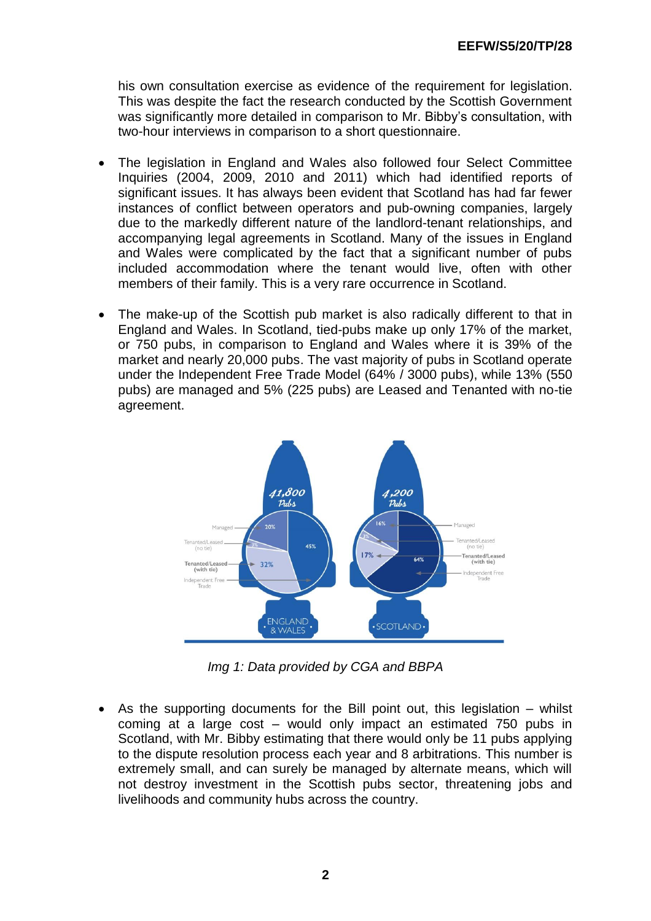his own consultation exercise as evidence of the requirement for legislation. This was despite the fact the research conducted by the Scottish Government was significantly more detailed in comparison to Mr. Bibby's consultation, with two-hour interviews in comparison to a short questionnaire.

- The legislation in England and Wales also followed four Select Committee Inquiries (2004, 2009, 2010 and 2011) which had identified reports of significant issues. It has always been evident that Scotland has had far fewer instances of conflict between operators and pub-owning companies, largely due to the markedly different nature of the landlord-tenant relationships, and accompanying legal agreements in Scotland. Many of the issues in England and Wales were complicated by the fact that a significant number of pubs included accommodation where the tenant would live, often with other members of their family. This is a very rare occurrence in Scotland.

- The make-up of the Scottish pub market is also radically different to that in England and Wales. In Scotland, tied-pubs make up only 17% of the market, or 750 pubs, in comparison to England and Wales where it is 39% of the market and nearly 20,000 pubs. The vast majority of pubs in Scotland operate under the Independent Free Trade Model (64% / 3000 pubs), while 13% (550 pubs) are managed and 5% (225 pubs) are Leased and Tenanted with no-tie agreement.

*Img 1: Data provided by CGA and BBPA*

- As the supporting documents for the Bill point out, this legislation – whilst coming at a large cost – would only impact an estimated 750 pubs in Scotland, with Mr. Bibby estimating that there would only be 11 pubs applying to the dispute resolution process each year and 8 arbitrations. This number is extremely small, and can surely be managed by alternate means, which will not destroy investment in the Scottish pubs sector, threatening jobs and livelihoods and community hubs across the country.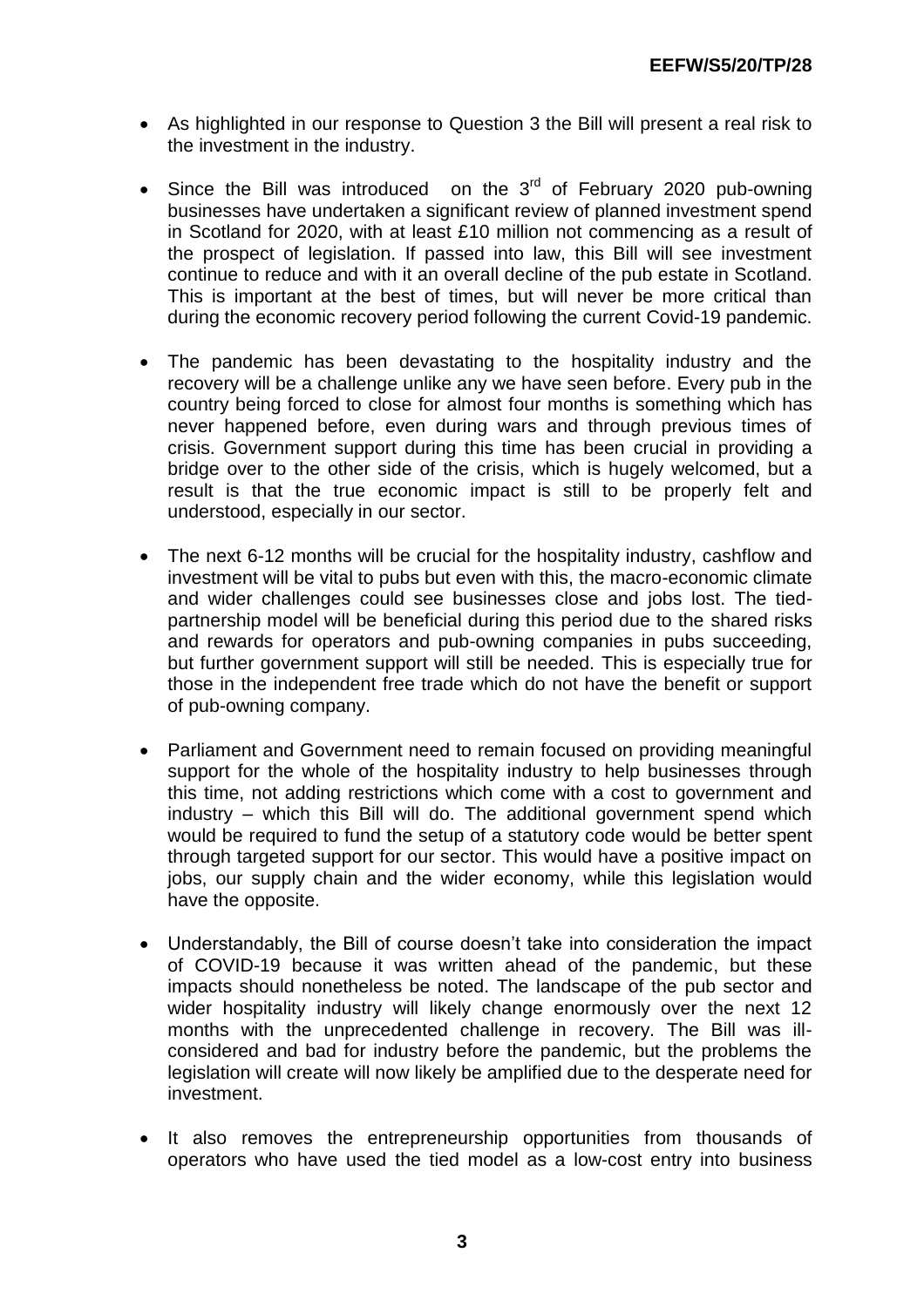- As highlighted in our response to Question 3 the Bill will present a real risk to the investment in the industry.

- Since the Bill was introduced on the 3rd of February 2020 pub-owning businesses have undertaken a significant review of planned investment spend in Scotland for 2020, with at least £10 million not commencing as a result of the prospect of legislation. If passed into law, this Bill will see investment continue to reduce and with it an overall decline of the pub estate in Scotland. This is important at the best of times, but will never be more critical than during the economic recovery period following the current Covid-19 pandemic.

- The pandemic has been devastating to the hospitality industry and the recovery will be a challenge unlike any we have seen before. Every pub in the country being forced to close for almost four months is something which has never happened before, even during wars and through previous times of crisis. Government support during this time has been crucial in providing a bridge over to the other side of the crisis, which is hugely welcomed, but a result is that the true economic impact is still to be properly felt and understood, especially in our sector.

- The next 6-12 months will be crucial for the hospitality industry, cashflow and investment will be vital to pubs but even with this, the macro-economic climate and wider challenges could see businesses close and jobs lost. The tied-partnership model will be beneficial during this period due to the shared risks and rewards for operators and pub-owning companies in pubs succeeding, but further government support will still be needed. This is especially true for those in the independent free trade which do not have the benefit or support of pub-owning company.

- Parliament and Government need to remain focused on providing meaningful support for the whole of the hospitality industry to help businesses through this time, not adding restrictions which come with a cost to government and industry – which this Bill will do. The additional government spend which would be required to fund the setup of a statutory code would be better spent through targeted support for our sector. This would have a positive impact on jobs, our supply chain and the wider economy, while this legislation would have the opposite.

- Understandably, the Bill of course doesn't take into consideration the impact of COVID-19 because it was written ahead of the pandemic, but these impacts should nonetheless be noted. The landscape of the pub sector and wider hospitality industry will likely change enormously over the next 12 months with the unprecedented challenge in recovery. The Bill was ill-considered and bad for industry before the pandemic, but the problems the legislation will create will now likely be amplified due to the desperate need for investment.

- It also removes the entrepreneurship opportunities from thousands of operators who have used the tied model as a low-cost entry into business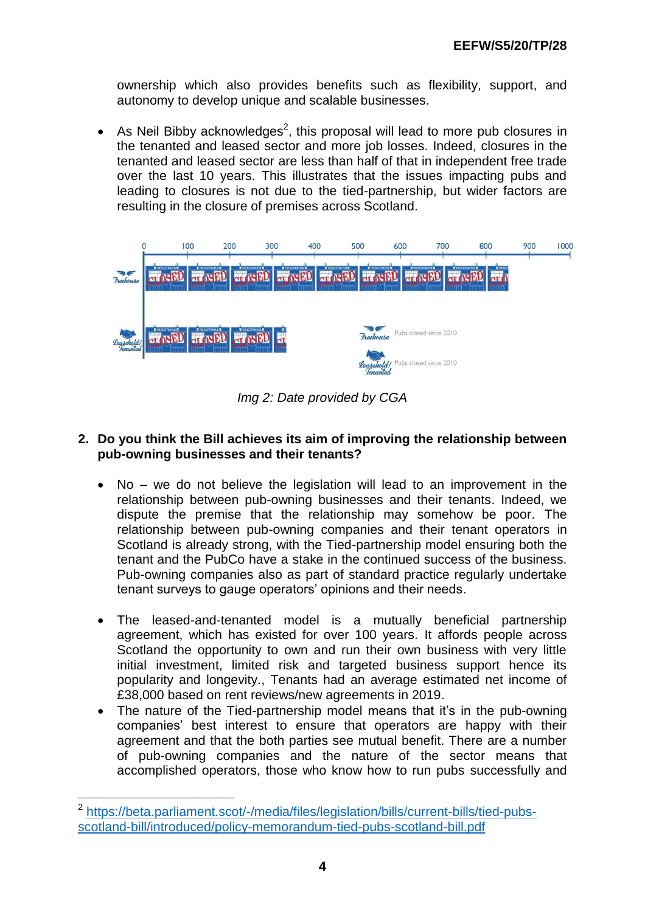ownership which also provides benefits such as flexibility, support, and autonomy to develop unique and scalable businesses.

- As Neil Bibby acknowledges[2], this proposal will lead to more pub closures in the tenanted and leased sector and more job losses. Indeed, closures in the tenanted and leased sector are less than half of that in independent free trade over the last 10 years. This illustrates that the issues impacting pubs and leading to closures is not due to the tied-partnership, but wider factors are resulting in the closure of premises across Scotland.

*Img 2: Date provided by CGA*

**2. Do you think the Bill achieves its aim of improving the relationship between pub-owning businesses and their tenants?**

- No – we do not believe the legislation will lead to an improvement in the relationship between pub-owning businesses and their tenants. Indeed, we dispute the premise that the relationship may somehow be poor. The relationship between pub-owning companies and their tenant operators in Scotland is already strong, with the Tied-partnership model ensuring both the tenant and the PubCo have a stake in the continued success of the business. Pub-owning companies also as part of standard practice regularly undertake tenant surveys to gauge operators' opinions and their needs.

- The leased-and-tenanted model is a mutually beneficial partnership agreement, which has existed for over 100 years. It affords people across Scotland the opportunity to own and run their own business with very little initial investment, limited risk and targeted business support hence its popularity and longevity., Tenants had an average estimated net income of £38,000 based on rent reviews/new agreements in 2019.
- The nature of the Tied-partnership model means that it's in the pub-owning companies' best interest to ensure that operators are happy with their agreement and that the both parties see mutual benefit. There are a number of pub-owning companies and the nature of the sector means that accomplished operators, those who know how to run pubs successfully and

[2] https://beta.parliament.scot/-/media/files/legislation/bills/current-bills/tied-pubs-scotland-bill/introduced/policy-memorandum-tied-pubs-scotland-bill.pdf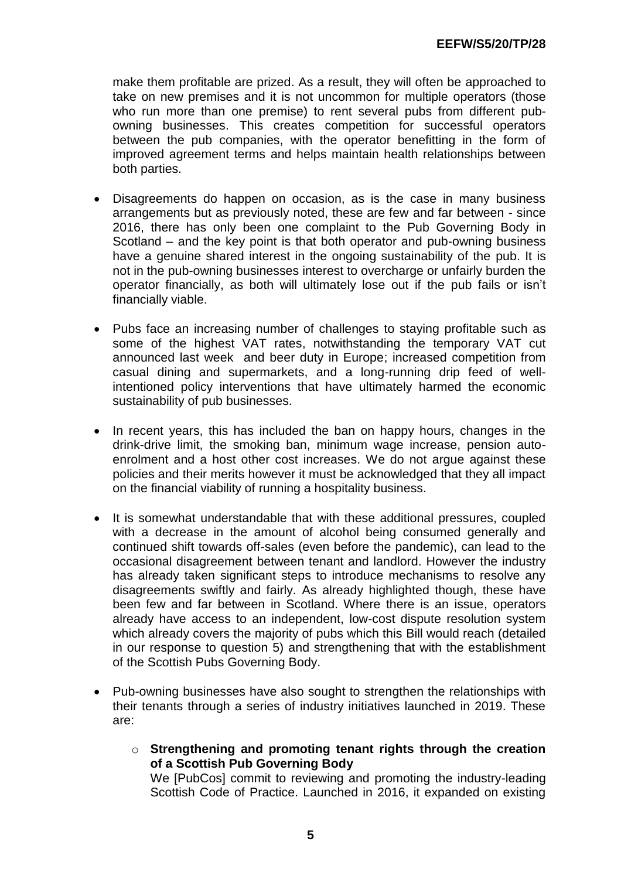make them profitable are prized. As a result, they will often be approached to take on new premises and it is not uncommon for multiple operators (those who run more than one premise) to rent several pubs from different pub-owning businesses. This creates competition for successful operators between the pub companies, with the operator benefitting in the form of improved agreement terms and helps maintain health relationships between both parties.

- Disagreements do happen on occasion, as is the case in many business arrangements but as previously noted, these are few and far between - since 2016, there has only been one complaint to the Pub Governing Body in Scotland – and the key point is that both operator and pub-owning business have a genuine shared interest in the ongoing sustainability of the pub. It is not in the pub-owning businesses interest to overcharge or unfairly burden the operator financially, as both will ultimately lose out if the pub fails or isn't financially viable.

- Pubs face an increasing number of challenges to staying profitable such as some of the highest VAT rates, notwithstanding the temporary VAT cut announced last week and beer duty in Europe; increased competition from casual dining and supermarkets, and a long-running drip feed of well-intentioned policy interventions that have ultimately harmed the economic sustainability of pub businesses.

- In recent years, this has included the ban on happy hours, changes in the drink-drive limit, the smoking ban, minimum wage increase, pension auto-enrolment and a host other cost increases. We do not argue against these policies and their merits however it must be acknowledged that they all impact on the financial viability of running a hospitality business.

- It is somewhat understandable that with these additional pressures, coupled with a decrease in the amount of alcohol being consumed generally and continued shift towards off-sales (even before the pandemic), can lead to the occasional disagreement between tenant and landlord. However the industry has already taken significant steps to introduce mechanisms to resolve any disagreements swiftly and fairly. As already highlighted though, these have been few and far between in Scotland. Where there is an issue, operators already have access to an independent, low-cost dispute resolution system which already covers the majority of pubs which this Bill would reach (detailed in our response to question 5) and strengthening that with the establishment of the Scottish Pubs Governing Body.

- Pub-owning businesses have also sought to strengthen the relationships with their tenants through a series of industry initiatives launched in 2019. These are:

  - **Strengthening and promoting tenant rights through the creation of a Scottish Pub Governing Body**
    We [PubCos] commit to reviewing and promoting the industry-leading Scottish Code of Practice. Launched in 2016, it expanded on existing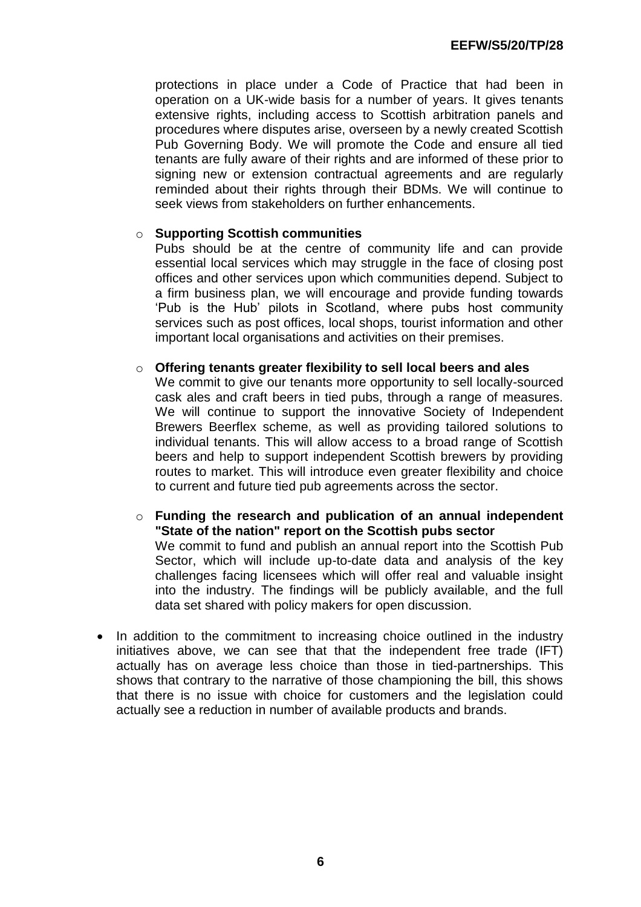protections in place under a Code of Practice that had been in operation on a UK-wide basis for a number of years. It gives tenants extensive rights, including access to Scottish arbitration panels and procedures where disputes arise, overseen by a newly created Scottish Pub Governing Body. We will promote the Code and ensure all tied tenants are fully aware of their rights and are informed of these prior to signing new or extension contractual agreements and are regularly reminded about their rights through their BDMs. We will continue to seek views from stakeholders on further enhancements.

  - **Supporting Scottish communities**
    Pubs should be at the centre of community life and can provide essential local services which may struggle in the face of closing post offices and other services upon which communities depend. Subject to a firm business plan, we will encourage and provide funding towards 'Pub is the Hub' pilots in Scotland, where pubs host community services such as post offices, local shops, tourist information and other important local organisations and activities on their premises.

  - **Offering tenants greater flexibility to sell local beers and ales**
    We commit to give our tenants more opportunity to sell locally-sourced cask ales and craft beers in tied pubs, through a range of measures. We will continue to support the innovative Society of Independent Brewers Beerflex scheme, as well as providing tailored solutions to individual tenants. This will allow access to a broad range of Scottish beers and help to support independent Scottish brewers by providing routes to market. This will introduce even greater flexibility and choice to current and future tied pub agreements across the sector.

  - **Funding the research and publication of an annual independent "State of the nation" report on the Scottish pubs sector**
    We commit to fund and publish an annual report into the Scottish Pub Sector, which will include up-to-date data and analysis of the key challenges facing licensees which will offer real and valuable insight into the industry. The findings will be publicly available, and the full data set shared with policy makers for open discussion.

- In addition to the commitment to increasing choice outlined in the industry initiatives above, we can see that that the independent free trade (IFT) actually has on average less choice than those in tied-partnerships. This shows that contrary to the narrative of those championing the bill, this shows that there is no issue with choice for customers and the legislation could actually see a reduction in number of available products and brands.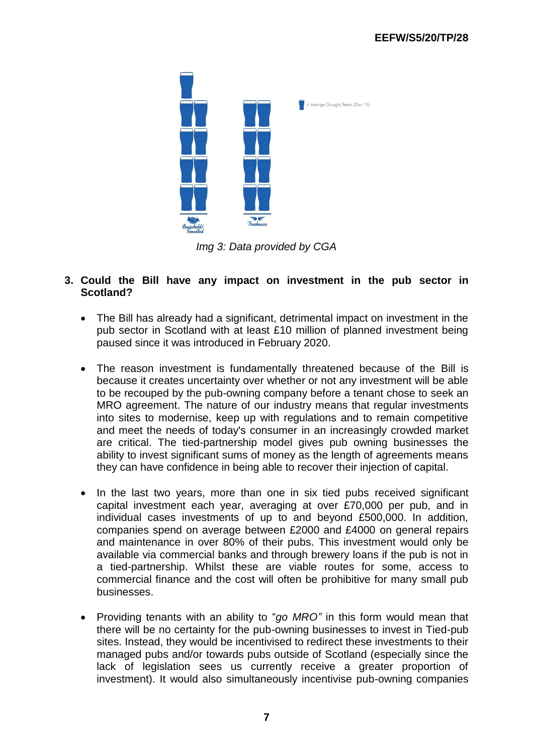*Img 3: Data provided by CGA*

3. **Could the Bill have any impact on investment in the pub sector in Scotland?**

   - The Bill has already had a significant, detrimental impact on investment in the pub sector in Scotland with at least £10 million of planned investment being paused since it was introduced in February 2020.

   - The reason investment is fundamentally threatened because of the Bill is because it creates uncertainty over whether or not any investment will be able to be recouped by the pub-owning company before a tenant chose to seek an MRO agreement. The nature of our industry means that regular investments into sites to modernise, keep up with regulations and to remain competitive and meet the needs of today's consumer in an increasingly crowded market are critical. The tied-partnership model gives pub owning businesses the ability to invest significant sums of money as the length of agreements means they can have confidence in being able to recover their injection of capital.

   - In the last two years, more than one in six tied pubs received significant capital investment each year, averaging at over £70,000 per pub, and in individual cases investments of up to and beyond £500,000. In addition, companies spend on average between £2000 and £4000 on general repairs and maintenance in over 80% of their pubs. This investment would only be available via commercial banks and through brewery loans if the pub is not in a tied-partnership. Whilst these are viable routes for some, access to commercial finance and the cost will often be prohibitive for many small pub businesses.

   - Providing tenants with an ability to "*go MRO"* in this form would mean that there will be no certainty for the pub-owning businesses to invest in Tied-pub sites. Instead, they would be incentivised to redirect these investments to their managed pubs and/or towards pubs outside of Scotland (especially since the lack of legislation sees us currently receive a greater proportion of investment). It would also simultaneously incentivise pub-owning companies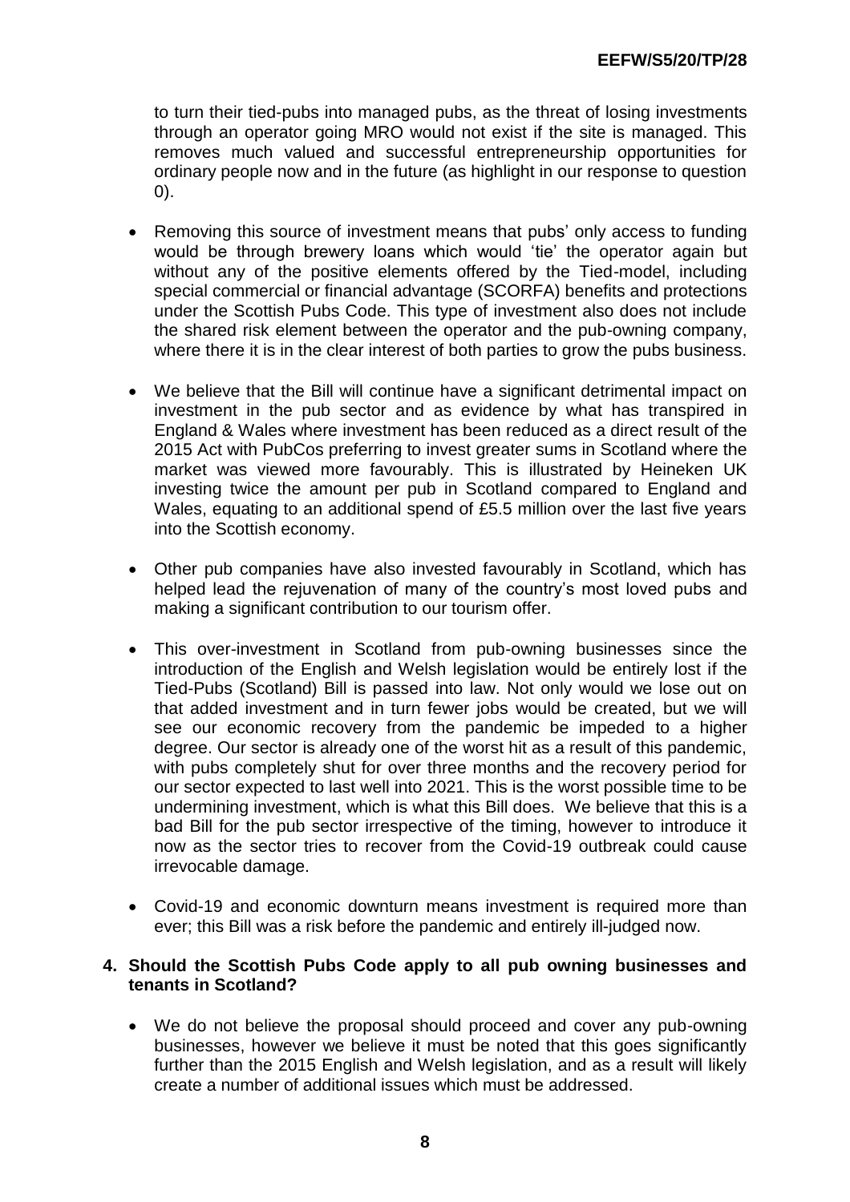to turn their tied-pubs into managed pubs, as the threat of losing investments through an operator going MRO would not exist if the site is managed. This removes much valued and successful entrepreneurship opportunities for ordinary people now and in the future (as highlight in our response to question 0).

- Removing this source of investment means that pubs' only access to funding would be through brewery loans which would 'tie' the operator again but without any of the positive elements offered by the Tied-model, including special commercial or financial advantage (SCORFA) benefits and protections under the Scottish Pubs Code. This type of investment also does not include the shared risk element between the operator and the pub-owning company, where there it is in the clear interest of both parties to grow the pubs business.

- We believe that the Bill will continue have a significant detrimental impact on investment in the pub sector and as evidence by what has transpired in England & Wales where investment has been reduced as a direct result of the 2015 Act with PubCos preferring to invest greater sums in Scotland where the market was viewed more favourably. This is illustrated by Heineken UK investing twice the amount per pub in Scotland compared to England and Wales, equating to an additional spend of £5.5 million over the last five years into the Scottish economy.

- Other pub companies have also invested favourably in Scotland, which has helped lead the rejuvenation of many of the country's most loved pubs and making a significant contribution to our tourism offer.

- This over-investment in Scotland from pub-owning businesses since the introduction of the English and Welsh legislation would be entirely lost if the Tied-Pubs (Scotland) Bill is passed into law. Not only would we lose out on that added investment and in turn fewer jobs would be created, but we will see our economic recovery from the pandemic be impeded to a higher degree. Our sector is already one of the worst hit as a result of this pandemic, with pubs completely shut for over three months and the recovery period for our sector expected to last well into 2021. This is the worst possible time to be undermining investment, which is what this Bill does. We believe that this is a bad Bill for the pub sector irrespective of the timing, however to introduce it now as the sector tries to recover from the Covid-19 outbreak could cause irrevocable damage.

- Covid-19 and economic downturn means investment is required more than ever; this Bill was a risk before the pandemic and entirely ill-judged now.

**4. Should the Scottish Pubs Code apply to all pub owning businesses and tenants in Scotland?**

- We do not believe the proposal should proceed and cover any pub-owning businesses, however we believe it must be noted that this goes significantly further than the 2015 English and Welsh legislation, and as a result will likely create a number of additional issues which must be addressed.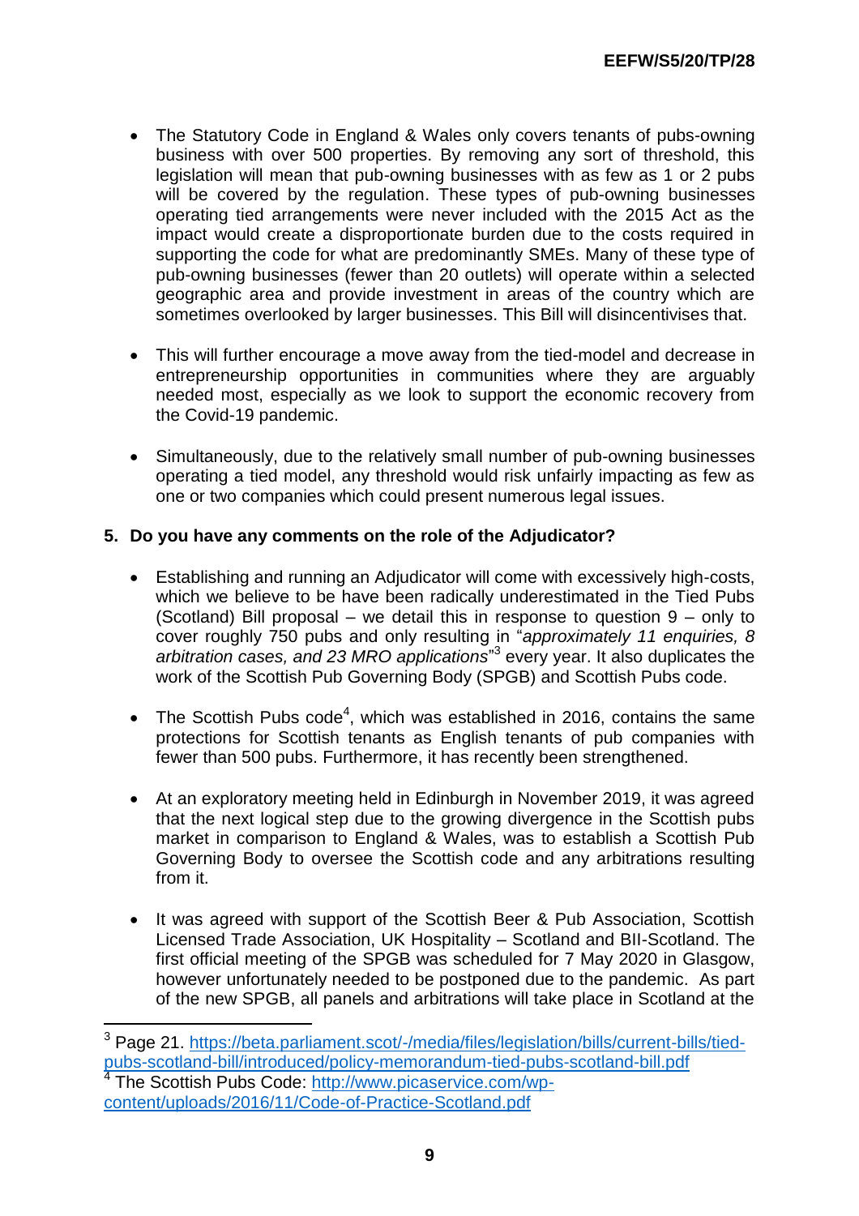- The Statutory Code in England & Wales only covers tenants of pubs-owning business with over 500 properties. By removing any sort of threshold, this legislation will mean that pub-owning businesses with as few as 1 or 2 pubs will be covered by the regulation. These types of pub-owning businesses operating tied arrangements were never included with the 2015 Act as the impact would create a disproportionate burden due to the costs required in supporting the code for what are predominantly SMEs. Many of these type of pub-owning businesses (fewer than 20 outlets) will operate within a selected geographic area and provide investment in areas of the country which are sometimes overlooked by larger businesses. This Bill will disincentivises that.

- This will further encourage a move away from the tied-model and decrease in entrepreneurship opportunities in communities where they are arguably needed most, especially as we look to support the economic recovery from the Covid-19 pandemic.

- Simultaneously, due to the relatively small number of pub-owning businesses operating a tied model, any threshold would risk unfairly impacting as few as one or two companies which could present numerous legal issues.

**5. Do you have any comments on the role of the Adjudicator?**

- Establishing and running an Adjudicator will come with excessively high-costs, which we believe to be have been radically underestimated in the Tied Pubs (Scotland) Bill proposal – we detail this in response to question 9 – only to cover roughly 750 pubs and only resulting in "*approximately 11 enquiries, 8 arbitration cases, and 23 MRO applications*"[3] every year. It also duplicates the work of the Scottish Pub Governing Body (SPGB) and Scottish Pubs code.

- The Scottish Pubs code[4], which was established in 2016, contains the same protections for Scottish tenants as English tenants of pub companies with fewer than 500 pubs. Furthermore, it has recently been strengthened.

- At an exploratory meeting held in Edinburgh in November 2019, it was agreed that the next logical step due to the growing divergence in the Scottish pubs market in comparison to England & Wales, was to establish a Scottish Pub Governing Body to oversee the Scottish code and any arbitrations resulting from it.

- It was agreed with support of the Scottish Beer & Pub Association, Scottish Licensed Trade Association, UK Hospitality – Scotland and BII-Scotland. The first official meeting of the SPGB was scheduled for 7 May 2020 in Glasgow, however unfortunately needed to be postponed due to the pandemic. As part of the new SPGB, all panels and arbitrations will take place in Scotland at the

---

[3] Page 21. https://beta.parliament.scot/-/media/files/legislation/bills/current-bills/tied-pubs-scotland-bill/introduced/policy-memorandum-tied-pubs-scotland-bill.pdf

[4] The Scottish Pubs Code: http://www.picaservice.com/wp-content/uploads/2016/11/Code-of-Practice-Scotland.pdf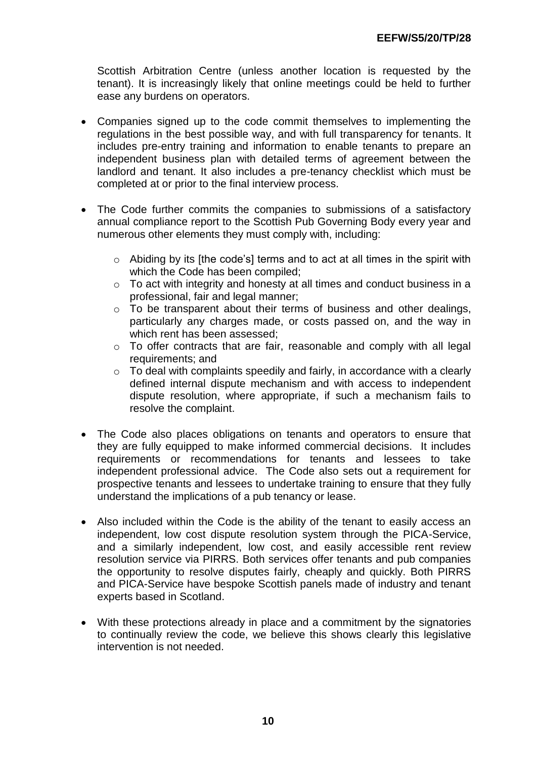Scottish Arbitration Centre (unless another location is requested by the tenant). It is increasingly likely that online meetings could be held to further ease any burdens on operators.

- Companies signed up to the code commit themselves to implementing the regulations in the best possible way, and with full transparency for tenants. It includes pre-entry training and information to enable tenants to prepare an independent business plan with detailed terms of agreement between the landlord and tenant. It also includes a pre-tenancy checklist which must be completed at or prior to the final interview process.

- The Code further commits the companies to submissions of a satisfactory annual compliance report to the Scottish Pub Governing Body every year and numerous other elements they must comply with, including:

  - Abiding by its [the code's] terms and to act at all times in the spirit with which the Code has been compiled;
  - To act with integrity and honesty at all times and conduct business in a professional, fair and legal manner;
  - To be transparent about their terms of business and other dealings, particularly any charges made, or costs passed on, and the way in which rent has been assessed;
  - To offer contracts that are fair, reasonable and comply with all legal requirements; and
  - To deal with complaints speedily and fairly, in accordance with a clearly defined internal dispute mechanism and with access to independent dispute resolution, where appropriate, if such a mechanism fails to resolve the complaint.

- The Code also places obligations on tenants and operators to ensure that they are fully equipped to make informed commercial decisions. It includes requirements or recommendations for tenants and lessees to take independent professional advice. The Code also sets out a requirement for prospective tenants and lessees to undertake training to ensure that they fully understand the implications of a pub tenancy or lease.

- Also included within the Code is the ability of the tenant to easily access an independent, low cost dispute resolution system through the PICA-Service, and a similarly independent, low cost, and easily accessible rent review resolution service via PIRRS. Both services offer tenants and pub companies the opportunity to resolve disputes fairly, cheaply and quickly. Both PIRRS and PICA-Service have bespoke Scottish panels made of industry and tenant experts based in Scotland.

- With these protections already in place and a commitment by the signatories to continually review the code, we believe this shows clearly this legislative intervention is not needed.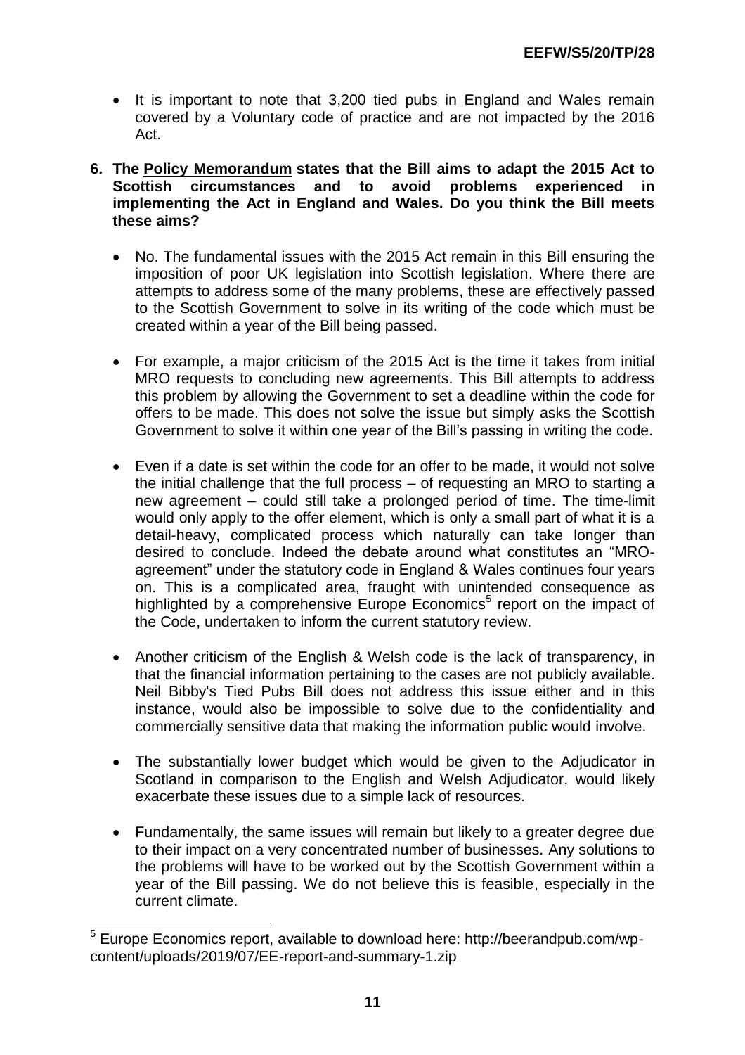- It is important to note that 3,200 tied pubs in England and Wales remain covered by a Voluntary code of practice and are not impacted by the 2016 Act.

**6. The Policy Memorandum states that the Bill aims to adapt the 2015 Act to Scottish circumstances and to avoid problems experienced in implementing the Act in England and Wales. Do you think the Bill meets these aims?**

- No. The fundamental issues with the 2015 Act remain in this Bill ensuring the imposition of poor UK legislation into Scottish legislation. Where there are attempts to address some of the many problems, these are effectively passed to the Scottish Government to solve in its writing of the code which must be created within a year of the Bill being passed.

- For example, a major criticism of the 2015 Act is the time it takes from initial MRO requests to concluding new agreements. This Bill attempts to address this problem by allowing the Government to set a deadline within the code for offers to be made. This does not solve the issue but simply asks the Scottish Government to solve it within one year of the Bill's passing in writing the code.

- Even if a date is set within the code for an offer to be made, it would not solve the initial challenge that the full process – of requesting an MRO to starting a new agreement – could still take a prolonged period of time. The time-limit would only apply to the offer element, which is only a small part of what it is a detail-heavy, complicated process which naturally can take longer than desired to conclude. Indeed the debate around what constitutes an "MRO-agreement" under the statutory code in England & Wales continues four years on. This is a complicated area, fraught with unintended consequence as highlighted by a comprehensive Europe Economics[5] report on the impact of the Code, undertaken to inform the current statutory review.

- Another criticism of the English & Welsh code is the lack of transparency, in that the financial information pertaining to the cases are not publicly available. Neil Bibby's Tied Pubs Bill does not address this issue either and in this instance, would also be impossible to solve due to the confidentiality and commercially sensitive data that making the information public would involve.

- The substantially lower budget which would be given to the Adjudicator in Scotland in comparison to the English and Welsh Adjudicator, would likely exacerbate these issues due to a simple lack of resources.

- Fundamentally, the same issues will remain but likely to a greater degree due to their impact on a very concentrated number of businesses. Any solutions to the problems will have to be worked out by the Scottish Government within a year of the Bill passing. We do not believe this is feasible, especially in the current climate.

---

[5] Europe Economics report, available to download here: http://beerandpub.com/wp-content/uploads/2019/07/EE-report-and-summary-1.zip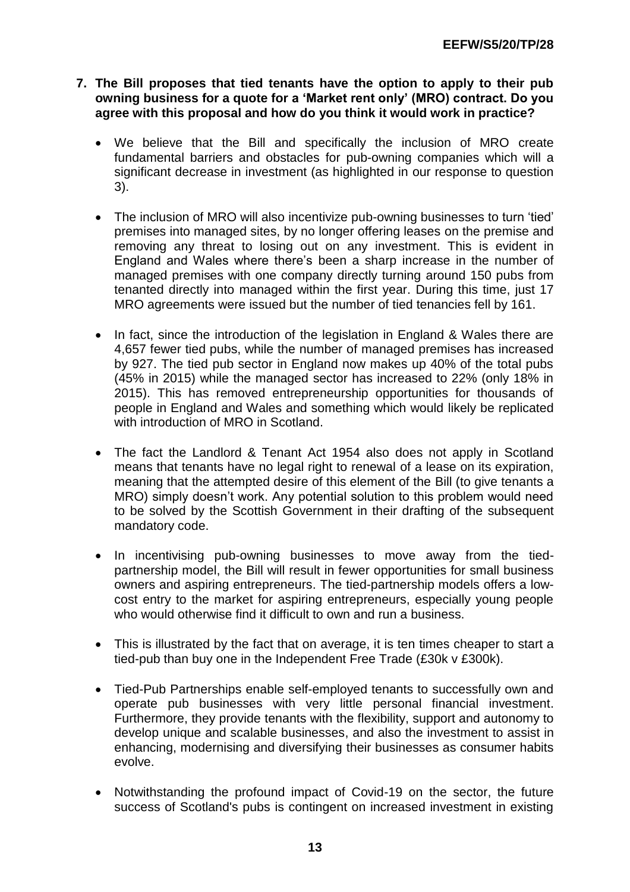**7. The Bill proposes that tied tenants have the option to apply to their pub owning business for a quote for a 'Market rent only' (MRO) contract. Do you agree with this proposal and how do you think it would work in practice?**

- We believe that the Bill and specifically the inclusion of MRO create fundamental barriers and obstacles for pub-owning companies which will a significant decrease in investment (as highlighted in our response to question 3).

- The inclusion of MRO will also incentivize pub-owning businesses to turn 'tied' premises into managed sites, by no longer offering leases on the premise and removing any threat to losing out on any investment. This is evident in England and Wales where there's been a sharp increase in the number of managed premises with one company directly turning around 150 pubs from tenanted directly into managed within the first year. During this time, just 17 MRO agreements were issued but the number of tied tenancies fell by 161.

- In fact, since the introduction of the legislation in England & Wales there are 4,657 fewer tied pubs, while the number of managed premises has increased by 927. The tied pub sector in England now makes up 40% of the total pubs (45% in 2015) while the managed sector has increased to 22% (only 18% in 2015). This has removed entrepreneurship opportunities for thousands of people in England and Wales and something which would likely be replicated with introduction of MRO in Scotland.

- The fact the Landlord & Tenant Act 1954 also does not apply in Scotland means that tenants have no legal right to renewal of a lease on its expiration, meaning that the attempted desire of this element of the Bill (to give tenants a MRO) simply doesn't work. Any potential solution to this problem would need to be solved by the Scottish Government in their drafting of the subsequent mandatory code.

- In incentivising pub-owning businesses to move away from the tied-partnership model, the Bill will result in fewer opportunities for small business owners and aspiring entrepreneurs. The tied-partnership models offers a low-cost entry to the market for aspiring entrepreneurs, especially young people who would otherwise find it difficult to own and run a business.

- This is illustrated by the fact that on average, it is ten times cheaper to start a tied-pub than buy one in the Independent Free Trade (£30k v £300k).

- Tied-Pub Partnerships enable self-employed tenants to successfully own and operate pub businesses with very little personal financial investment. Furthermore, they provide tenants with the flexibility, support and autonomy to develop unique and scalable businesses, and also the investment to assist in enhancing, modernising and diversifying their businesses as consumer habits evolve.

- Notwithstanding the profound impact of Covid-19 on the sector, the future success of Scotland's pubs is contingent on increased investment in existing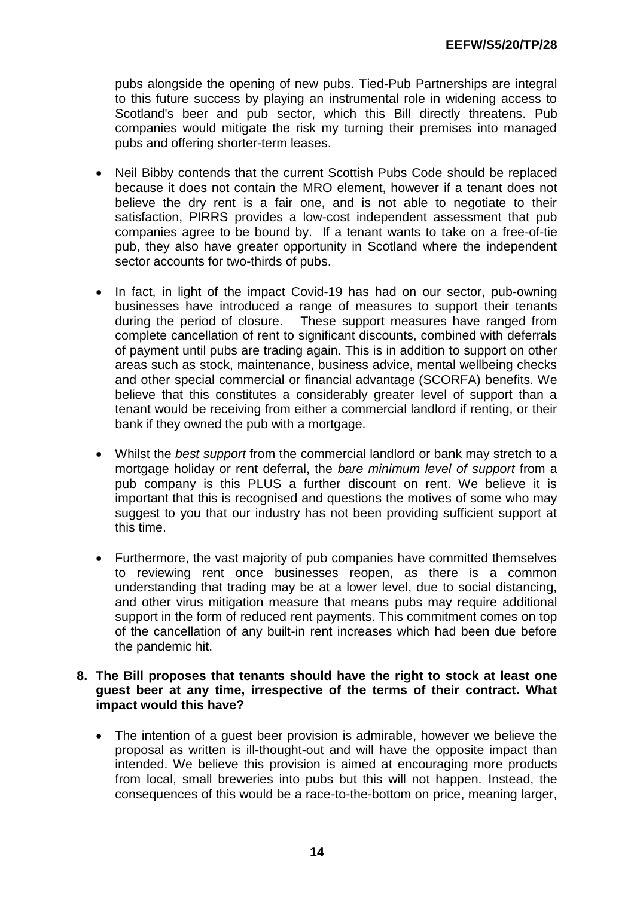pubs alongside the opening of new pubs. Tied-Pub Partnerships are integral to this future success by playing an instrumental role in widening access to Scotland's beer and pub sector, which this Bill directly threatens. Pub companies would mitigate the risk my turning their premises into managed pubs and offering shorter-term leases.

- Neil Bibby contends that the current Scottish Pubs Code should be replaced because it does not contain the MRO element, however if a tenant does not believe the dry rent is a fair one, and is not able to negotiate to their satisfaction, PIRRS provides a low-cost independent assessment that pub companies agree to be bound by. If a tenant wants to take on a free-of-tie pub, they also have greater opportunity in Scotland where the independent sector accounts for two-thirds of pubs.

- In fact, in light of the impact Covid-19 has had on our sector, pub-owning businesses have introduced a range of measures to support their tenants during the period of closure. These support measures have ranged from complete cancellation of rent to significant discounts, combined with deferrals of payment until pubs are trading again. This is in addition to support on other areas such as stock, maintenance, business advice, mental wellbeing checks and other special commercial or financial advantage (SCORFA) benefits. We believe that this constitutes a considerably greater level of support than a tenant would be receiving from either a commercial landlord if renting, or their bank if they owned the pub with a mortgage.

- Whilst the *best support* from the commercial landlord or bank may stretch to a mortgage holiday or rent deferral, the *bare minimum level of support* from a pub company is this PLUS a further discount on rent. We believe it is important that this is recognised and questions the motives of some who may suggest to you that our industry has not been providing sufficient support at this time.

- Furthermore, the vast majority of pub companies have committed themselves to reviewing rent once businesses reopen, as there is a common understanding that trading may be at a lower level, due to social distancing, and other virus mitigation measure that means pubs may require additional support in the form of reduced rent payments. This commitment comes on top of the cancellation of any built-in rent increases which had been due before the pandemic hit.

**8. The Bill proposes that tenants should have the right to stock at least one guest beer at any time, irrespective of the terms of their contract. What impact would this have?**

- The intention of a guest beer provision is admirable, however we believe the proposal as written is ill-thought-out and will have the opposite impact than intended. We believe this provision is aimed at encouraging more products from local, small breweries into pubs but this will not happen. Instead, the consequences of this would be a race-to-the-bottom on price, meaning larger,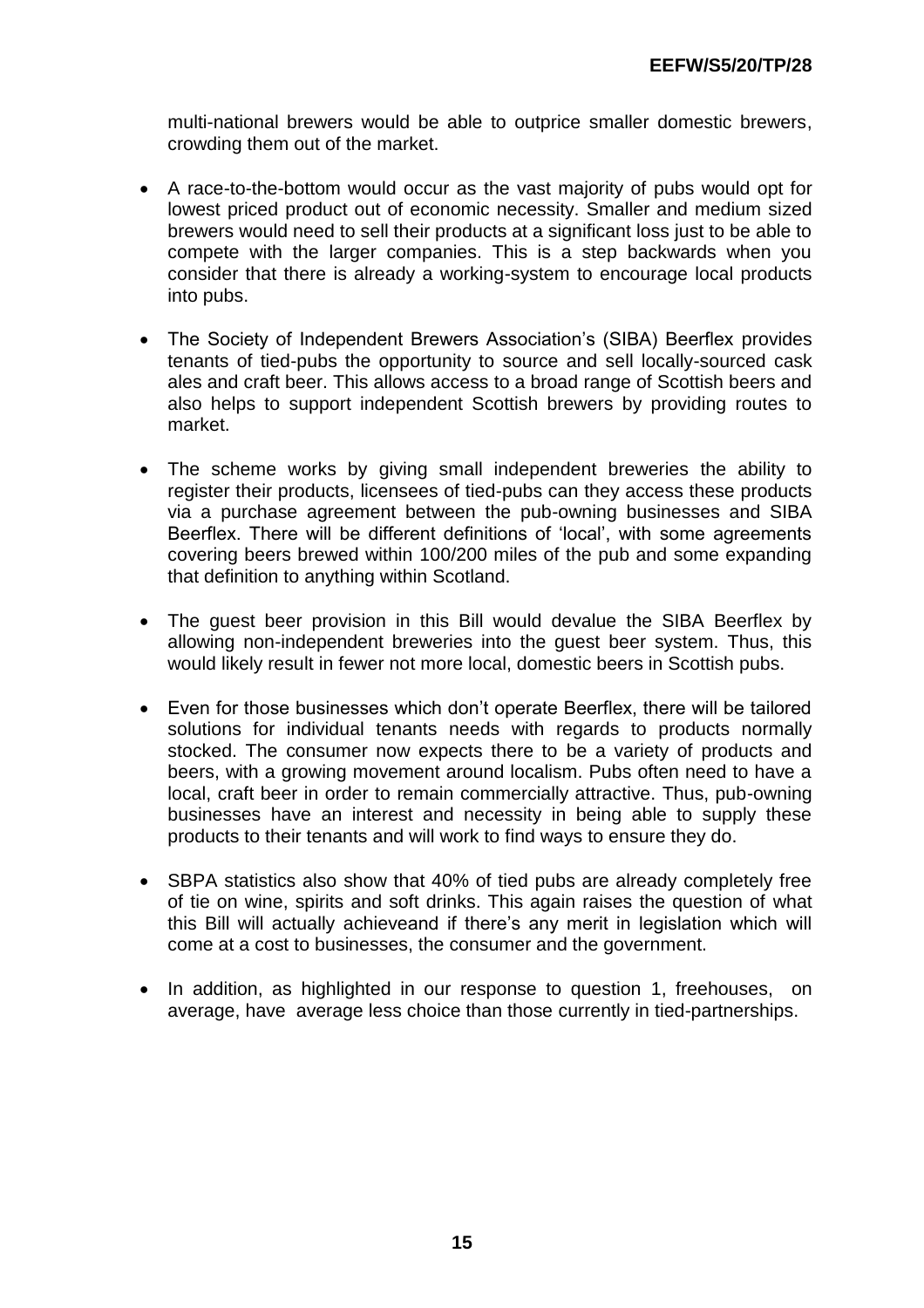multi-national brewers would be able to outprice smaller domestic brewers, crowding them out of the market.

- A race-to-the-bottom would occur as the vast majority of pubs would opt for lowest priced product out of economic necessity. Smaller and medium sized brewers would need to sell their products at a significant loss just to be able to compete with the larger companies. This is a step backwards when you consider that there is already a working-system to encourage local products into pubs.

- The Society of Independent Brewers Association's (SIBA) Beerflex provides tenants of tied-pubs the opportunity to source and sell locally-sourced cask ales and craft beer. This allows access to a broad range of Scottish beers and also helps to support independent Scottish brewers by providing routes to market.

- The scheme works by giving small independent breweries the ability to register their products, licensees of tied-pubs can they access these products via a purchase agreement between the pub-owning businesses and SIBA Beerflex. There will be different definitions of 'local', with some agreements covering beers brewed within 100/200 miles of the pub and some expanding that definition to anything within Scotland.

- The guest beer provision in this Bill would devalue the SIBA Beerflex by allowing non-independent breweries into the guest beer system. Thus, this would likely result in fewer not more local, domestic beers in Scottish pubs.

- Even for those businesses which don't operate Beerflex, there will be tailored solutions for individual tenants needs with regards to products normally stocked. The consumer now expects there to be a variety of products and beers, with a growing movement around localism. Pubs often need to have a local, craft beer in order to remain commercially attractive. Thus, pub-owning businesses have an interest and necessity in being able to supply these products to their tenants and will work to find ways to ensure they do.

- SBPA statistics also show that 40% of tied pubs are already completely free of tie on wine, spirits and soft drinks. This again raises the question of what this Bill will actually achieveand if there's any merit in legislation which will come at a cost to businesses, the consumer and the government.

- In addition, as highlighted in our response to question 1, freehouses, on average, have average less choice than those currently in tied-partnerships.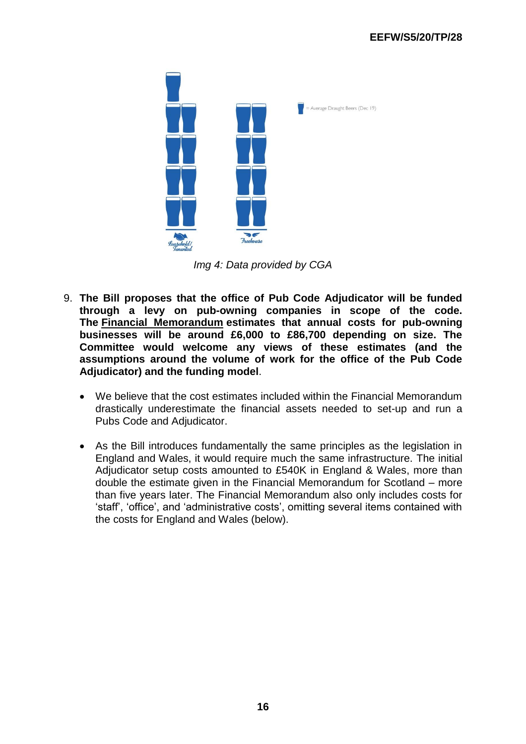*Img 4: Data provided by CGA*

9. **The Bill proposes that the office of Pub Code Adjudicator will be funded through a levy on pub-owning companies in scope of the code. The Financial Memorandum estimates that annual costs for pub-owning businesses will be around £6,000 to £86,700 depending on size. The Committee would welcome any views of these estimates (and the assumptions around the volume of work for the office of the Pub Code Adjudicator) and the funding model**.

   - We believe that the cost estimates included within the Financial Memorandum drastically underestimate the financial assets needed to set-up and run a Pubs Code and Adjudicator.
   - As the Bill introduces fundamentally the same principles as the legislation in England and Wales, it would require much the same infrastructure. The initial Adjudicator setup costs amounted to £540K in England & Wales, more than double the estimate given in the Financial Memorandum for Scotland – more than five years later. The Financial Memorandum also only includes costs for 'staff', 'office', and 'administrative costs', omitting several items contained with the costs for England and Wales (below).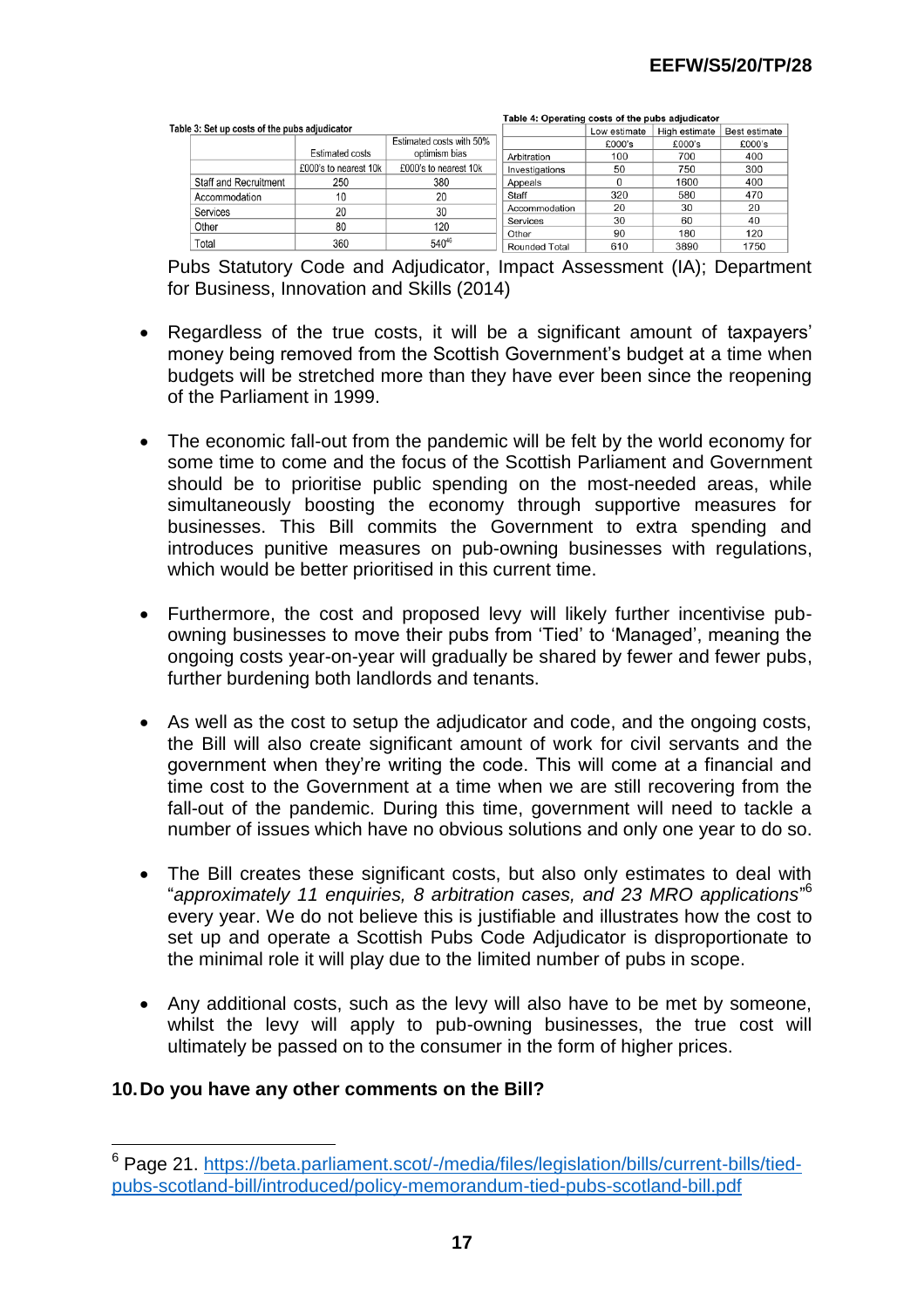Table 3: Set up costs of the pubs adjudicator

| | Estimated costs | Estimated costs with 50% optimism bias |
|---|---|---|
| | £000's to nearest 10k | £000's to nearest 10k |
| Staff and Recruitment | 250 | 380 |
| Accommodation | 10 | 20 |
| Services | 20 | 30 |
| Other | 80 | 120 |
| Total | 360 | 540[45] |

Table 4: Operating costs of the pubs adjudicator

| | Low estimate | High estimate | Best estimate |
|---|---|---|---|
| | £000's | £000's | £000's |
| Arbitration | 100 | 700 | 400 |
| Investigations | 50 | 750 | 300 |
| Appeals | 0 | 1600 | 400 |
| Staff | 320 | 580 | 470 |
| Accommodation | 20 | 30 | 20 |
| Services | 30 | 60 | 40 |
| Other | 90 | 180 | 120 |
| Rounded Total | 610 | 3890 | 1750 |

Pubs Statutory Code and Adjudicator, Impact Assessment (IA); Department for Business, Innovation and Skills (2014)

- Regardless of the true costs, it will be a significant amount of taxpayers' money being removed from the Scottish Government's budget at a time when budgets will be stretched more than they have ever been since the reopening of the Parliament in 1999.

- The economic fall-out from the pandemic will be felt by the world economy for some time to come and the focus of the Scottish Parliament and Government should be to prioritise public spending on the most-needed areas, while simultaneously boosting the economy through supportive measures for businesses. This Bill commits the Government to extra spending and introduces punitive measures on pub-owning businesses with regulations, which would be better prioritised in this current time.

- Furthermore, the cost and proposed levy will likely further incentivise pub-owning businesses to move their pubs from 'Tied' to 'Managed', meaning the ongoing costs year-on-year will gradually be shared by fewer and fewer pubs, further burdening both landlords and tenants.

- As well as the cost to setup the adjudicator and code, and the ongoing costs, the Bill will also create significant amount of work for civil servants and the government when they're writing the code. This will come at a financial and time cost to the Government at a time when we are still recovering from the fall-out of the pandemic. During this time, government will need to tackle a number of issues which have no obvious solutions and only one year to do so.

- The Bill creates these significant costs, but also only estimates to deal with "*approximately 11 enquiries, 8 arbitration cases, and 23 MRO applications*"[6] every year. We do not believe this is justifiable and illustrates how the cost to set up and operate a Scottish Pubs Code Adjudicator is disproportionate to the minimal role it will play due to the limited number of pubs in scope.

- Any additional costs, such as the levy will also have to be met by someone, whilst the levy will apply to pub-owning businesses, the true cost will ultimately be passed on to the consumer in the form of higher prices.

**10. Do you have any other comments on the Bill?**

[6] Page 21. https://beta.parliament.scot/-/media/files/legislation/bills/current-bills/tied-pubs-scotland-bill/introduced/policy-memorandum-tied-pubs-scotland-bill.pdf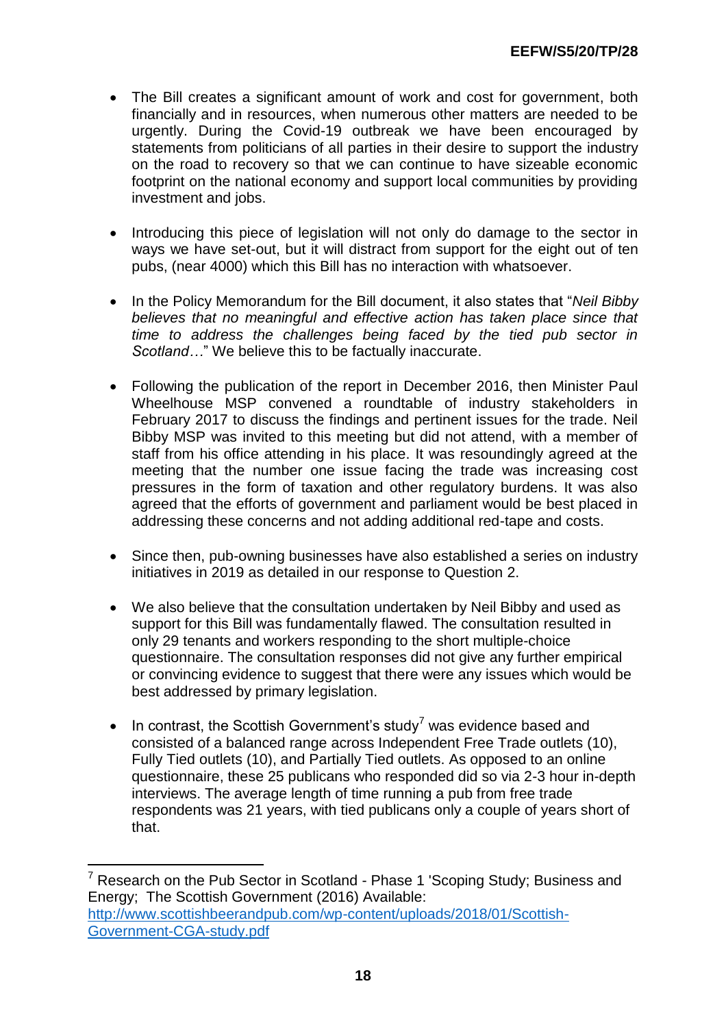- The Bill creates a significant amount of work and cost for government, both financially and in resources, when numerous other matters are needed to be urgently. During the Covid-19 outbreak we have been encouraged by statements from politicians of all parties in their desire to support the industry on the road to recovery so that we can continue to have sizeable economic footprint on the national economy and support local communities by providing investment and jobs.

- Introducing this piece of legislation will not only do damage to the sector in ways we have set-out, but it will distract from support for the eight out of ten pubs, (near 4000) which this Bill has no interaction with whatsoever.

- In the Policy Memorandum for the Bill document, it also states that "*Neil Bibby believes that no meaningful and effective action has taken place since that time to address the challenges being faced by the tied pub sector in Scotland…*" We believe this to be factually inaccurate.

- Following the publication of the report in December 2016, then Minister Paul Wheelhouse MSP convened a roundtable of industry stakeholders in February 2017 to discuss the findings and pertinent issues for the trade. Neil Bibby MSP was invited to this meeting but did not attend, with a member of staff from his office attending in his place. It was resoundingly agreed at the meeting that the number one issue facing the trade was increasing cost pressures in the form of taxation and other regulatory burdens. It was also agreed that the efforts of government and parliament would be best placed in addressing these concerns and not adding additional red-tape and costs.

- Since then, pub-owning businesses have also established a series on industry initiatives in 2019 as detailed in our response to Question 2.

- We also believe that the consultation undertaken by Neil Bibby and used as support for this Bill was fundamentally flawed. The consultation resulted in only 29 tenants and workers responding to the short multiple-choice questionnaire. The consultation responses did not give any further empirical or convincing evidence to suggest that there were any issues which would be best addressed by primary legislation.

- In contrast, the Scottish Government's study[7] was evidence based and consisted of a balanced range across Independent Free Trade outlets (10), Fully Tied outlets (10), and Partially Tied outlets. As opposed to an online questionnaire, these 25 publicans who responded did so via 2-3 hour in-depth interviews. The average length of time running a pub from free trade respondents was 21 years, with tied publicans only a couple of years short of that.

---

[7] Research on the Pub Sector in Scotland - Phase 1 'Scoping Study; Business and Energy; The Scottish Government (2016) Available: http://www.scottishbeerandpub.com/wp-content/uploads/2018/01/Scottish-Government-CGA-study.pdf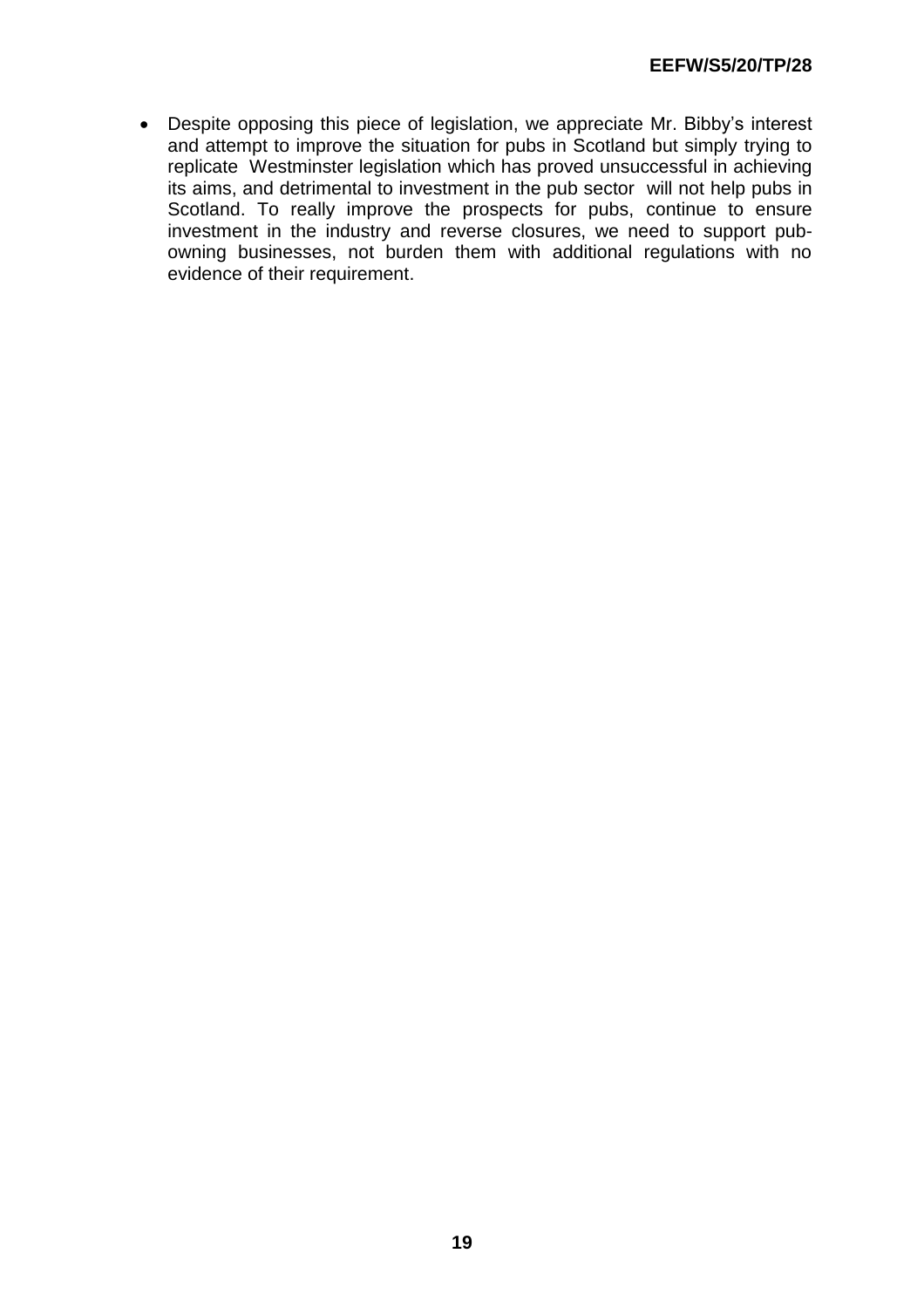- Despite opposing this piece of legislation, we appreciate Mr. Bibby's interest and attempt to improve the situation for pubs in Scotland but simply trying to replicate Westminster legislation which has proved unsuccessful in achieving its aims, and detrimental to investment in the pub sector will not help pubs in Scotland. To really improve the prospects for pubs, continue to ensure investment in the industry and reverse closures, we need to support pub-owning businesses, not burden them with additional regulations with no evidence of their requirement.